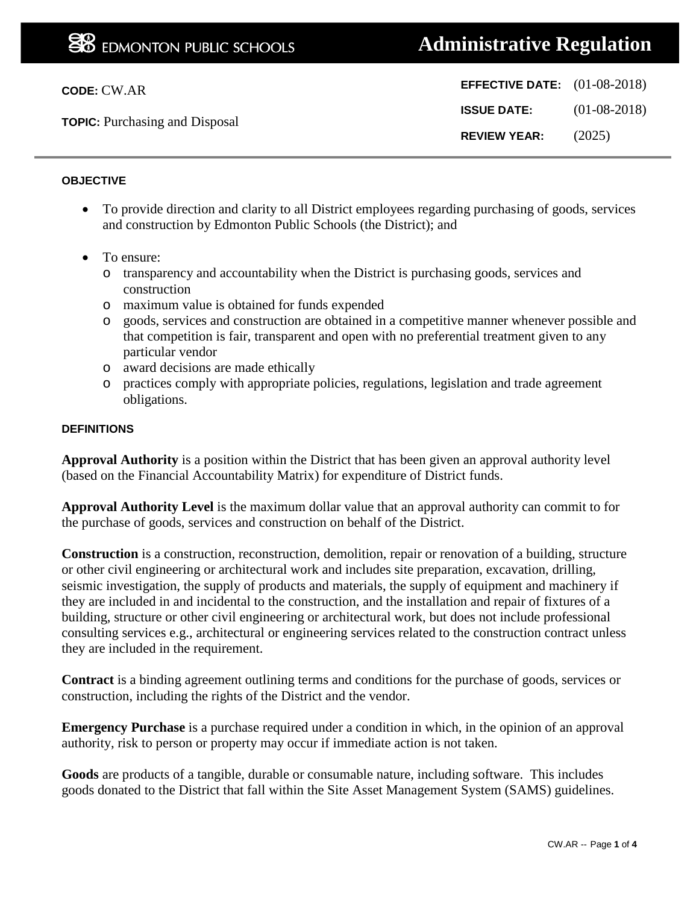**EDMONTON PUBLIC SCHOOLS** — **Administrative Regulation**

**CODE:** CW.AR

**TOPIC:** Purchasing and Disposal

**EFFECTIVE DATE:** (01-08-2018)

**ISSUE DATE:** (01-08-2018)

**REVIEW YEAR:** (2025)

### OBJECTIVE

- To provide direction and clarity to all District employees regarding purchasing of goods, services and construction by Edmonton Public Schools (the District); and
- To ensure:
  - transparency and accountability when the District is purchasing goods, services and construction
  - maximum value is obtained for funds expended
  - goods, services and construction are obtained in a competitive manner whenever possible and that competition is fair, transparent and open with no preferential treatment given to any particular vendor
  - award decisions are made ethically
  - practices comply with appropriate policies, regulations, legislation and trade agreement obligations.

### DEFINITIONS

**Approval Authority** is a position within the District that has been given an approval authority level (based on the Financial Accountability Matrix) for expenditure of District funds.

**Approval Authority Level** is the maximum dollar value that an approval authority can commit to for the purchase of goods, services and construction on behalf of the District.

**Construction** is a construction, reconstruction, demolition, repair or renovation of a building, structure or other civil engineering or architectural work and includes site preparation, excavation, drilling, seismic investigation, the supply of products and materials, the supply of equipment and machinery if they are included in and incidental to the construction, and the installation and repair of fixtures of a building, structure or other civil engineering or architectural work, but does not include professional consulting services e.g., architectural or engineering services related to the construction contract unless they are included in the requirement.

**Contract** is a binding agreement outlining terms and conditions for the purchase of goods, services or construction, including the rights of the District and the vendor.

**Emergency Purchase** is a purchase required under a condition in which, in the opinion of an approval authority, risk to person or property may occur if immediate action is not taken.

**Goods** are products of a tangible, durable or consumable nature, including software. This includes goods donated to the District that fall within the Site Asset Management System (SAMS) guidelines.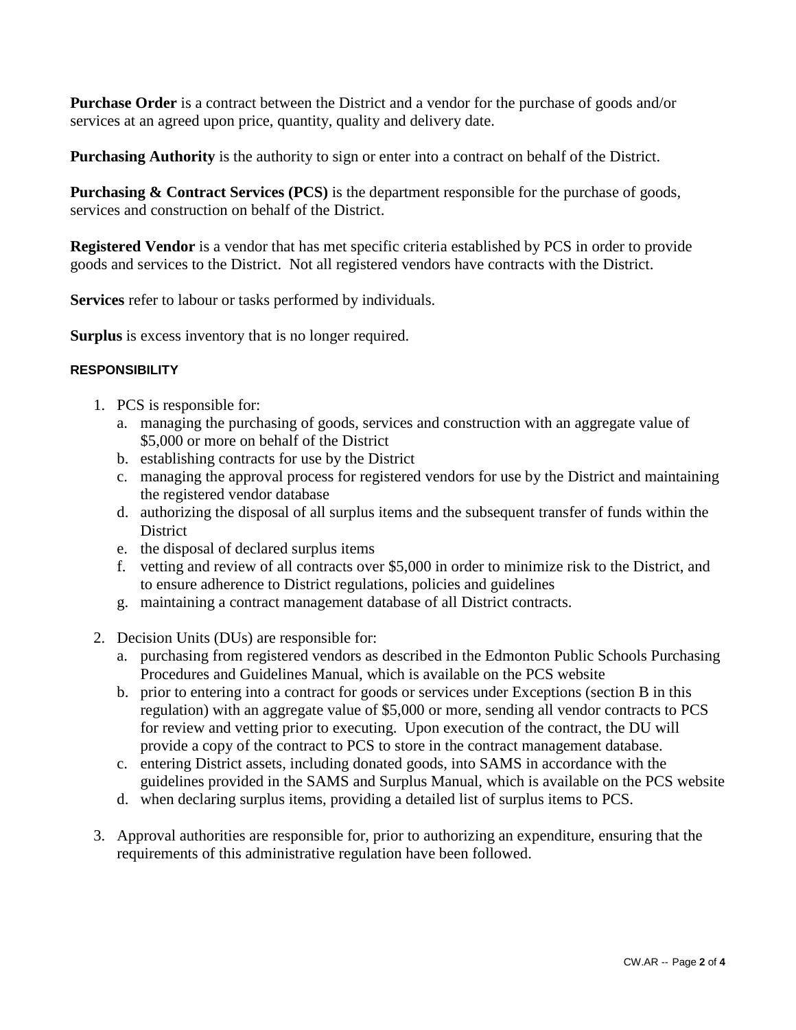**Purchase Order** is a contract between the District and a vendor for the purchase of goods and/or services at an agreed upon price, quantity, quality and delivery date.

**Purchasing Authority** is the authority to sign or enter into a contract on behalf of the District.

**Purchasing & Contract Services (PCS)** is the department responsible for the purchase of goods, services and construction on behalf of the District.

**Registered Vendor** is a vendor that has met specific criteria established by PCS in order to provide goods and services to the District. Not all registered vendors have contracts with the District.

**Services** refer to labour or tasks performed by individuals.

**Surplus** is excess inventory that is no longer required.

#### RESPONSIBILITY

1. PCS is responsible for:
   a. managing the purchasing of goods, services and construction with an aggregate value of $5,000 or more on behalf of the District
   b. establishing contracts for use by the District
   c. managing the approval process for registered vendors for use by the District and maintaining the registered vendor database
   d. authorizing the disposal of all surplus items and the subsequent transfer of funds within the District
   e. the disposal of declared surplus items
   f. vetting and review of all contracts over $5,000 in order to minimize risk to the District, and to ensure adherence to District regulations, policies and guidelines
   g. maintaining a contract management database of all District contracts.

2. Decision Units (DUs) are responsible for:
   a. purchasing from registered vendors as described in the Edmonton Public Schools Purchasing Procedures and Guidelines Manual, which is available on the PCS website
   b. prior to entering into a contract for goods or services under Exceptions (section B in this regulation) with an aggregate value of $5,000 or more, sending all vendor contracts to PCS for review and vetting prior to executing. Upon execution of the contract, the DU will provide a copy of the contract to PCS to store in the contract management database.
   c. entering District assets, including donated goods, into SAMS in accordance with the guidelines provided in the SAMS and Surplus Manual, which is available on the PCS website
   d. when declaring surplus items, providing a detailed list of surplus items to PCS.

3. Approval authorities are responsible for, prior to authorizing an expenditure, ensuring that the requirements of this administrative regulation have been followed.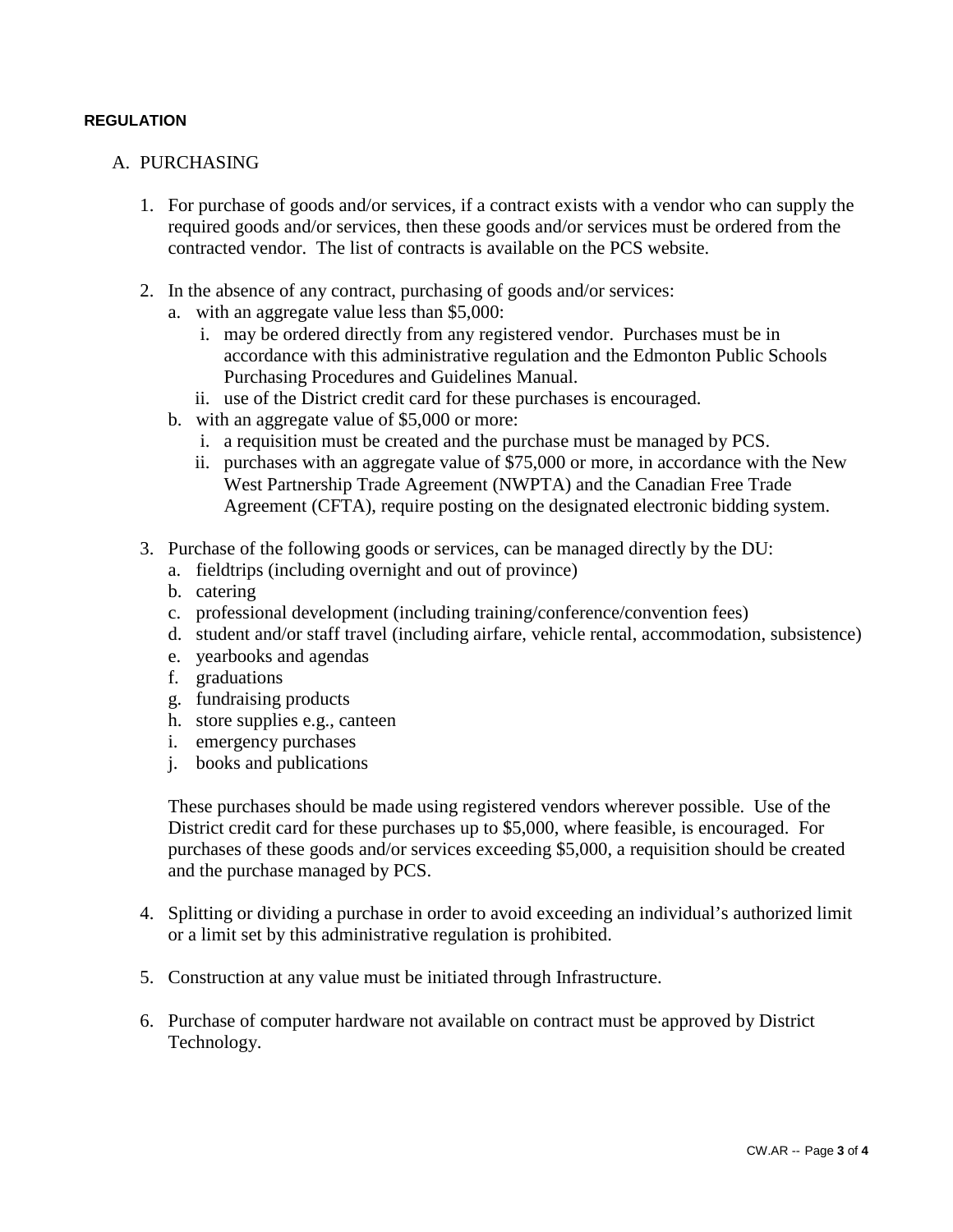**REGULATION**

A. PURCHASING

1. For purchase of goods and/or services, if a contract exists with a vendor who can supply the required goods and/or services, then these goods and/or services must be ordered from the contracted vendor. The list of contracts is available on the PCS website.

2. In the absence of any contract, purchasing of goods and/or services:
   a. with an aggregate value less than $5,000:
      i. may be ordered directly from any registered vendor. Purchases must be in accordance with this administrative regulation and the Edmonton Public Schools Purchasing Procedures and Guidelines Manual.
      ii. use of the District credit card for these purchases is encouraged.
   b. with an aggregate value of $5,000 or more:
      i. a requisition must be created and the purchase must be managed by PCS.
      ii. purchases with an aggregate value of $75,000 or more, in accordance with the New West Partnership Trade Agreement (NWPTA) and the Canadian Free Trade Agreement (CFTA), require posting on the designated electronic bidding system.

3. Purchase of the following goods or services, can be managed directly by the DU:
   a. fieldtrips (including overnight and out of province)
   b. catering
   c. professional development (including training/conference/convention fees)
   d. student and/or staff travel (including airfare, vehicle rental, accommodation, subsistence)
   e. yearbooks and agendas
   f. graduations
   g. fundraising products
   h. store supplies e.g., canteen
   i. emergency purchases
   j. books and publications

   These purchases should be made using registered vendors wherever possible. Use of the District credit card for these purchases up to $5,000, where feasible, is encouraged. For purchases of these goods and/or services exceeding $5,000, a requisition should be created and the purchase managed by PCS.

4. Splitting or dividing a purchase in order to avoid exceeding an individual's authorized limit or a limit set by this administrative regulation is prohibited.

5. Construction at any value must be initiated through Infrastructure.

6. Purchase of computer hardware not available on contract must be approved by District Technology.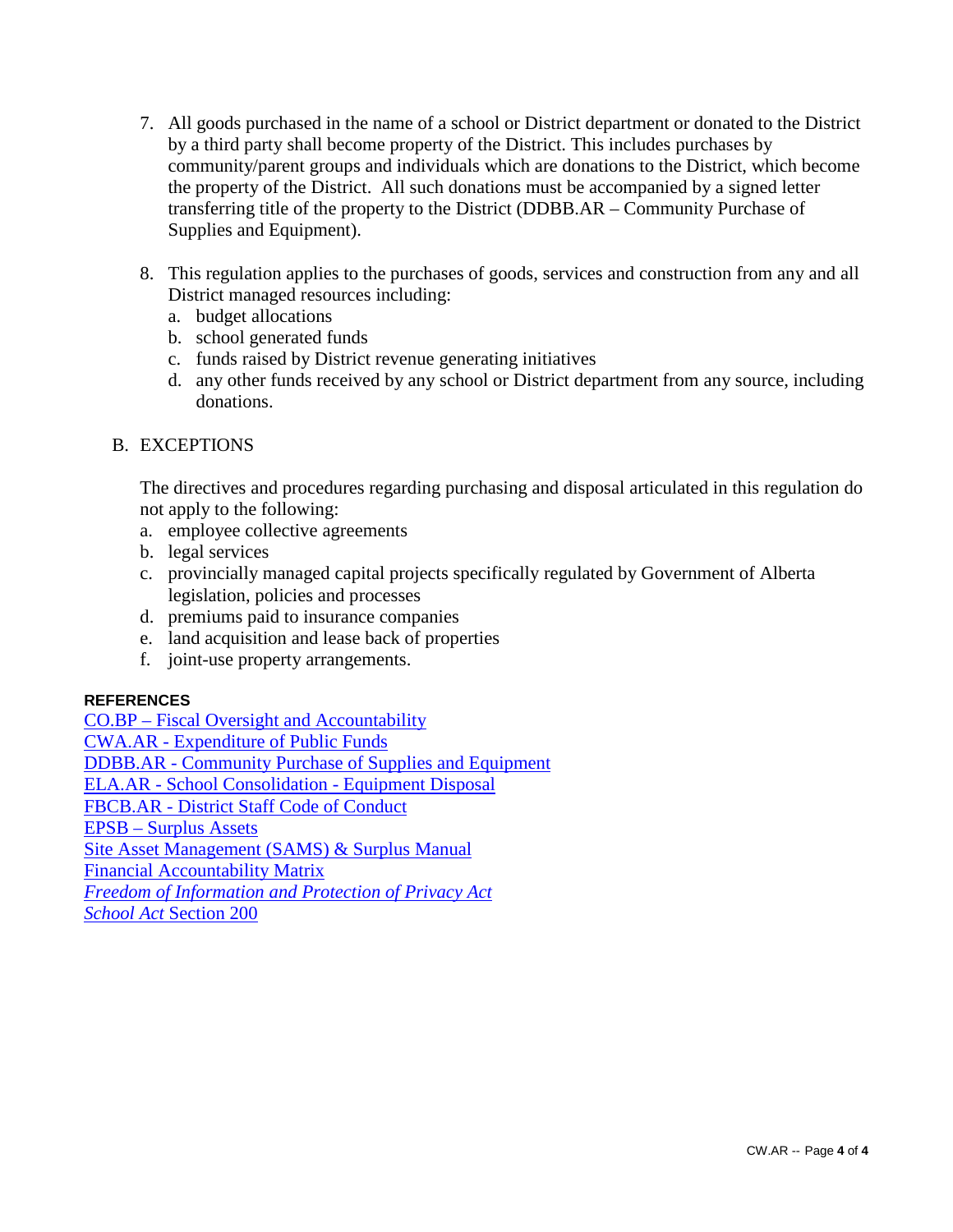7. All goods purchased in the name of a school or District department or donated to the District by a third party shall become property of the District. This includes purchases by community/parent groups and individuals which are donations to the District, which become the property of the District. All such donations must be accompanied by a signed letter transferring title of the property to the District (DDBB.AR – Community Purchase of Supplies and Equipment).

8. This regulation applies to the purchases of goods, services and construction from any and all District managed resources including:
   a. budget allocations
   b. school generated funds
   c. funds raised by District revenue generating initiatives
   d. any other funds received by any school or District department from any source, including donations.

B. EXCEPTIONS

The directives and procedures regarding purchasing and disposal articulated in this regulation do not apply to the following:

a. employee collective agreements
b. legal services
c. provincially managed capital projects specifically regulated by Government of Alberta legislation, policies and processes
d. premiums paid to insurance companies
e. land acquisition and lease back of properties
f. joint-use property arrangements.

**REFERENCES**

CO.BP – Fiscal Oversight and Accountability
CWA.AR - Expenditure of Public Funds
DDBB.AR - Community Purchase of Supplies and Equipment
ELA.AR - School Consolidation - Equipment Disposal
FBCB.AR - District Staff Code of Conduct
EPSB – Surplus Assets
Site Asset Management (SAMS) & Surplus Manual
Financial Accountability Matrix
*Freedom of Information and Protection of Privacy Act*
*School Act* Section 200